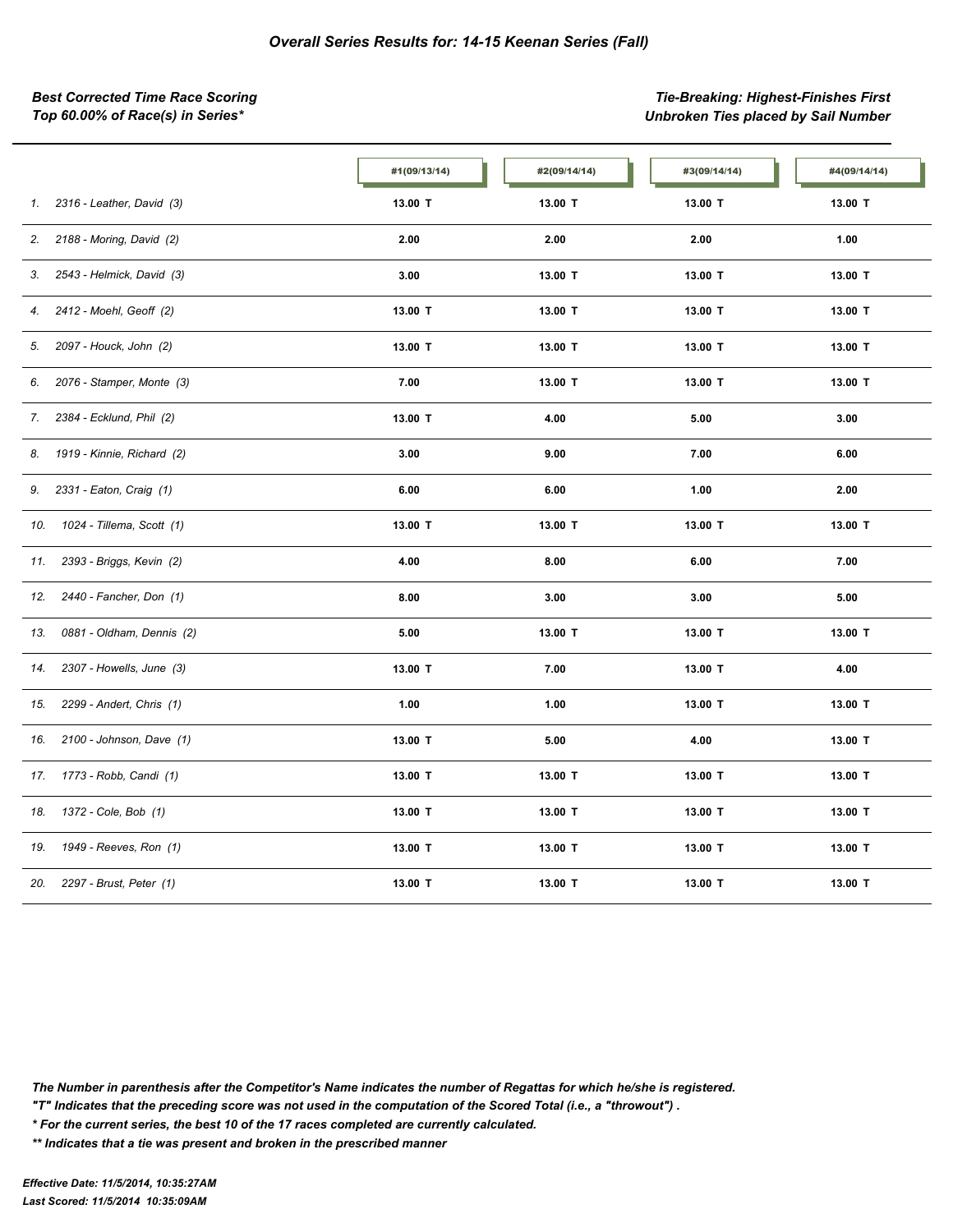## *Overall Series Results for: 14-15 Keenan Series (Fall)*

***Best Corrected Time Race Scoring***
***Top 60.00% of Race(s) in Series****

***Tie-Breaking: Highest-Finishes First***
***Unbroken Ties placed by Sail Number***

| | #1(09/13/14) | #2(09/14/14) | #3(09/14/14) | #4(09/14/14) |
|---|---|---|---|---|
| 1. 2316 - Leather, David (3) | 13.00 T | 13.00 T | 13.00 T | 13.00 T |
| 2. 2188 - Moring, David (2) | 2.00 | 2.00 | 2.00 | 1.00 |
| 3. 2543 - Helmick, David (3) | 3.00 | 13.00 T | 13.00 T | 13.00 T |
| 4. 2412 - Moehl, Geoff (2) | 13.00 T | 13.00 T | 13.00 T | 13.00 T |
| 5. 2097 - Houck, John (2) | 13.00 T | 13.00 T | 13.00 T | 13.00 T |
| 6. 2076 - Stamper, Monte (3) | 7.00 | 13.00 T | 13.00 T | 13.00 T |
| 7. 2384 - Ecklund, Phil (2) | 13.00 T | 4.00 | 5.00 | 3.00 |
| 8. 1919 - Kinnie, Richard (2) | 3.00 | 9.00 | 7.00 | 6.00 |
| 9. 2331 - Eaton, Craig (1) | 6.00 | 6.00 | 1.00 | 2.00 |
| 10. 1024 - Tillema, Scott (1) | 13.00 T | 13.00 T | 13.00 T | 13.00 T |
| 11. 2393 - Briggs, Kevin (2) | 4.00 | 8.00 | 6.00 | 7.00 |
| 12. 2440 - Fancher, Don (1) | 8.00 | 3.00 | 3.00 | 5.00 |
| 13. 0881 - Oldham, Dennis (2) | 5.00 | 13.00 T | 13.00 T | 13.00 T |
| 14. 2307 - Howells, June (3) | 13.00 T | 7.00 | 13.00 T | 4.00 |
| 15. 2299 - Andert, Chris (1) | 1.00 | 1.00 | 13.00 T | 13.00 T |
| 16. 2100 - Johnson, Dave (1) | 13.00 T | 5.00 | 4.00 | 13.00 T |
| 17. 1773 - Robb, Candi (1) | 13.00 T | 13.00 T | 13.00 T | 13.00 T |
| 18. 1372 - Cole, Bob (1) | 13.00 T | 13.00 T | 13.00 T | 13.00 T |
| 19. 1949 - Reeves, Ron (1) | 13.00 T | 13.00 T | 13.00 T | 13.00 T |
| 20. 2297 - Brust, Peter (1) | 13.00 T | 13.00 T | 13.00 T | 13.00 T |

***The Number in parenthesis after the Competitor's Name indicates the number of Regattas for which he/she is registered.***
***"T" Indicates that the preceding score was not used in the computation of the Scored Total (i.e., a "throwout") .***
***\* For the current series, the best 10 of the 17 races completed are currently calculated.***
***\*\* Indicates that a tie was present and broken in the prescribed manner***

***Effective Date: 11/5/2014, 10:35:27AM***
***Last Scored: 11/5/2014 10:35:09AM***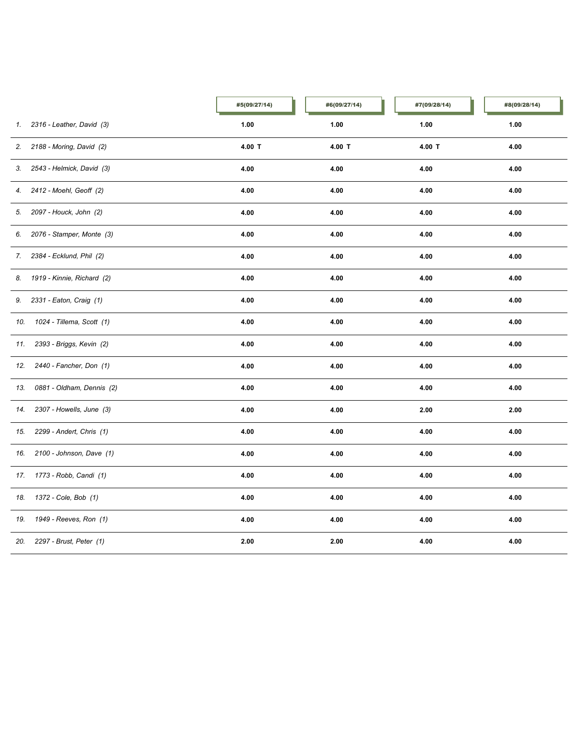| | #5(09/27/14) | #6(09/27/14) | #7(09/28/14) | #8(09/28/14) |
|---|---|---|---|---|
| 1. 2316 - Leather, David (3) | **1.00** | **1.00** | **1.00** | **1.00** |
| 2. 2188 - Moring, David (2) | **4.00 T** | **4.00 T** | **4.00 T** | **4.00** |
| 3. 2543 - Helmick, David (3) | **4.00** | **4.00** | **4.00** | **4.00** |
| 4. 2412 - Moehl, Geoff (2) | **4.00** | **4.00** | **4.00** | **4.00** |
| 5. 2097 - Houck, John (2) | **4.00** | **4.00** | **4.00** | **4.00** |
| 6. 2076 - Stamper, Monte (3) | **4.00** | **4.00** | **4.00** | **4.00** |
| 7. 2384 - Ecklund, Phil (2) | **4.00** | **4.00** | **4.00** | **4.00** |
| 8. 1919 - Kinnie, Richard (2) | **4.00** | **4.00** | **4.00** | **4.00** |
| 9. 2331 - Eaton, Craig (1) | **4.00** | **4.00** | **4.00** | **4.00** |
| 10. 1024 - Tillema, Scott (1) | **4.00** | **4.00** | **4.00** | **4.00** |
| 11. 2393 - Briggs, Kevin (2) | **4.00** | **4.00** | **4.00** | **4.00** |
| 12. 2440 - Fancher, Don (1) | **4.00** | **4.00** | **4.00** | **4.00** |
| 13. 0881 - Oldham, Dennis (2) | **4.00** | **4.00** | **4.00** | **4.00** |
| 14. 2307 - Howells, June (3) | **4.00** | **4.00** | **2.00** | **2.00** |
| 15. 2299 - Andert, Chris (1) | **4.00** | **4.00** | **4.00** | **4.00** |
| 16. 2100 - Johnson, Dave (1) | **4.00** | **4.00** | **4.00** | **4.00** |
| 17. 1773 - Robb, Candi (1) | **4.00** | **4.00** | **4.00** | **4.00** |
| 18. 1372 - Cole, Bob (1) | **4.00** | **4.00** | **4.00** | **4.00** |
| 19. 1949 - Reeves, Ron (1) | **4.00** | **4.00** | **4.00** | **4.00** |
| 20. 2297 - Brust, Peter (1) | **2.00** | **2.00** | **4.00** | **4.00** |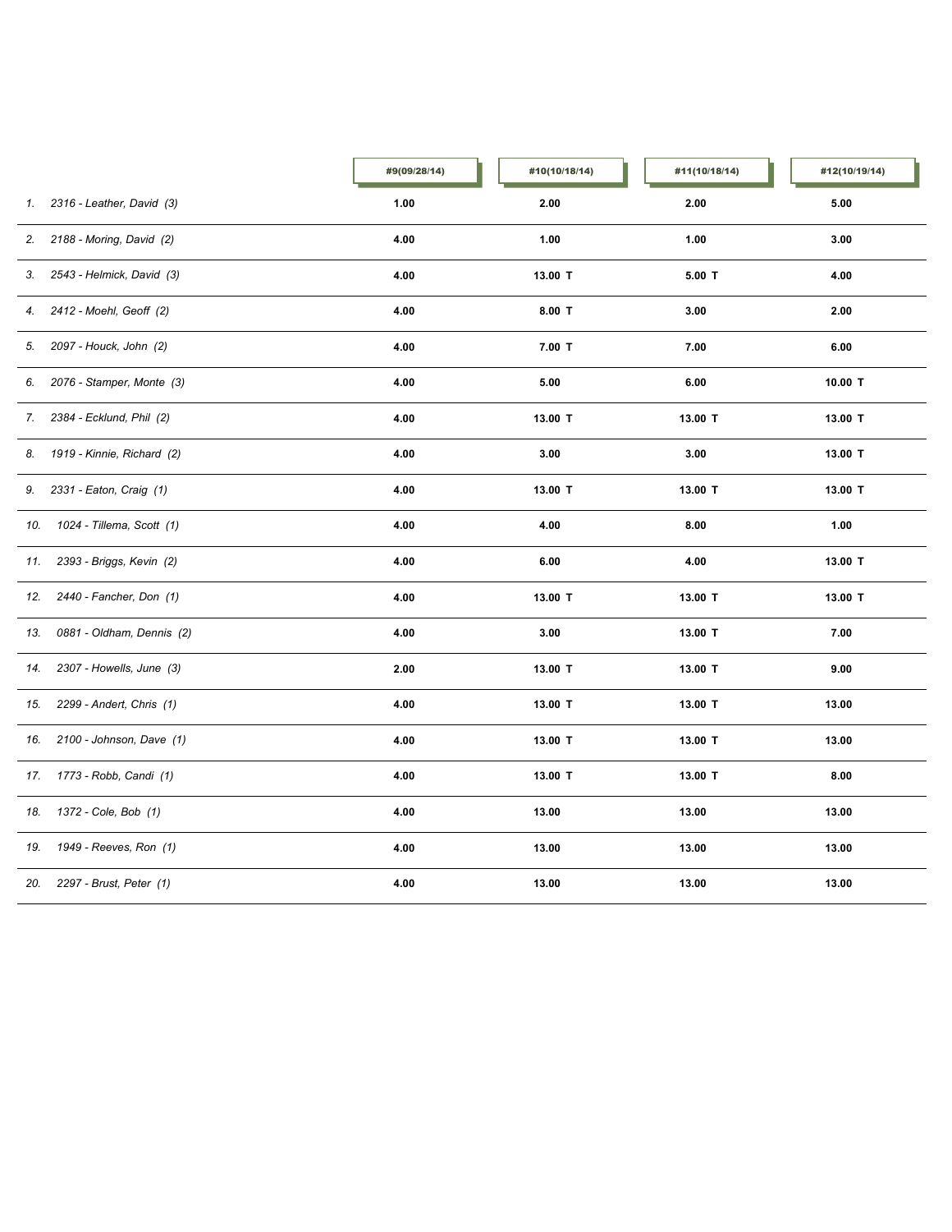| | #9(09/28/14) | #10(10/18/14) | #11(10/18/14) | #12(10/19/14) |
|---|---|---|---|---|
| 1. 2316 - Leather, David (3) | 1.00 | 2.00 | 2.00 | 5.00 |
| 2. 2188 - Moring, David (2) | 4.00 | 1.00 | 1.00 | 3.00 |
| 3. 2543 - Helmick, David (3) | 4.00 | 13.00 T | 5.00 T | 4.00 |
| 4. 2412 - Moehl, Geoff (2) | 4.00 | 8.00 T | 3.00 | 2.00 |
| 5. 2097 - Houck, John (2) | 4.00 | 7.00 T | 7.00 | 6.00 |
| 6. 2076 - Stamper, Monte (3) | 4.00 | 5.00 | 6.00 | 10.00 T |
| 7. 2384 - Ecklund, Phil (2) | 4.00 | 13.00 T | 13.00 T | 13.00 T |
| 8. 1919 - Kinnie, Richard (2) | 4.00 | 3.00 | 3.00 | 13.00 T |
| 9. 2331 - Eaton, Craig (1) | 4.00 | 13.00 T | 13.00 T | 13.00 T |
| 10. 1024 - Tillema, Scott (1) | 4.00 | 4.00 | 8.00 | 1.00 |
| 11. 2393 - Briggs, Kevin (2) | 4.00 | 6.00 | 4.00 | 13.00 T |
| 12. 2440 - Fancher, Don (1) | 4.00 | 13.00 T | 13.00 T | 13.00 T |
| 13. 0881 - Oldham, Dennis (2) | 4.00 | 3.00 | 13.00 T | 7.00 |
| 14. 2307 - Howells, June (3) | 2.00 | 13.00 T | 13.00 T | 9.00 |
| 15. 2299 - Andert, Chris (1) | 4.00 | 13.00 T | 13.00 T | 13.00 |
| 16. 2100 - Johnson, Dave (1) | 4.00 | 13.00 T | 13.00 T | 13.00 |
| 17. 1773 - Robb, Candi (1) | 4.00 | 13.00 T | 13.00 T | 8.00 |
| 18. 1372 - Cole, Bob (1) | 4.00 | 13.00 | 13.00 | 13.00 |
| 19. 1949 - Reeves, Ron (1) | 4.00 | 13.00 | 13.00 | 13.00 |
| 20. 2297 - Brust, Peter (1) | 4.00 | 13.00 | 13.00 | 13.00 |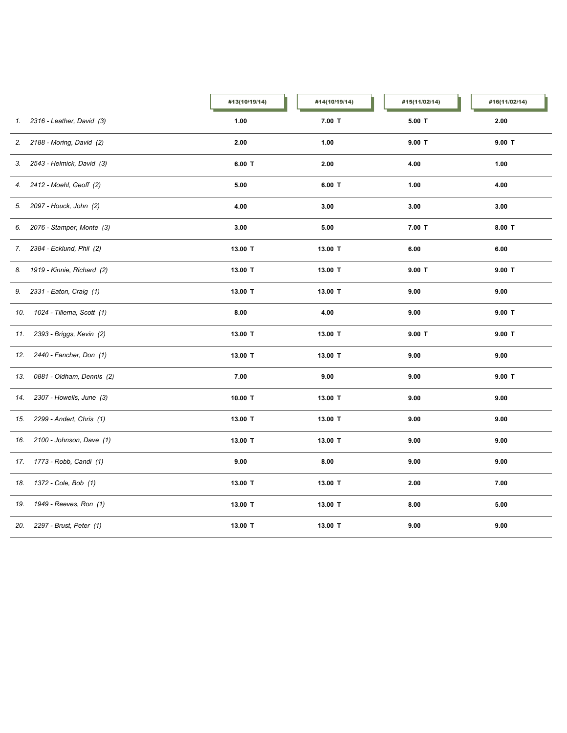| | #13(10/19/14) | #14(10/19/14) | #15(11/02/14) | #16(11/02/14) |
|---|---|---|---|---|
| *1. 2316 - Leather, David (3)* | **1.00** | **7.00 T** | **5.00 T** | **2.00** |
| *2. 2188 - Moring, David (2)* | **2.00** | **1.00** | **9.00 T** | **9.00 T** |
| *3. 2543 - Helmick, David (3)* | **6.00 T** | **2.00** | **4.00** | **1.00** |
| *4. 2412 - Moehl, Geoff (2)* | **5.00** | **6.00 T** | **1.00** | **4.00** |
| *5. 2097 - Houck, John (2)* | **4.00** | **3.00** | **3.00** | **3.00** |
| *6. 2076 - Stamper, Monte (3)* | **3.00** | **5.00** | **7.00 T** | **8.00 T** |
| *7. 2384 - Ecklund, Phil (2)* | **13.00 T** | **13.00 T** | **6.00** | **6.00** |
| *8. 1919 - Kinnie, Richard (2)* | **13.00 T** | **13.00 T** | **9.00 T** | **9.00 T** |
| *9. 2331 - Eaton, Craig (1)* | **13.00 T** | **13.00 T** | **9.00** | **9.00** |
| *10. 1024 - Tillema, Scott (1)* | **8.00** | **4.00** | **9.00** | **9.00 T** |
| *11. 2393 - Briggs, Kevin (2)* | **13.00 T** | **13.00 T** | **9.00 T** | **9.00 T** |
| *12. 2440 - Fancher, Don (1)* | **13.00 T** | **13.00 T** | **9.00** | **9.00** |
| *13. 0881 - Oldham, Dennis (2)* | **7.00** | **9.00** | **9.00** | **9.00 T** |
| *14. 2307 - Howells, June (3)* | **10.00 T** | **13.00 T** | **9.00** | **9.00** |
| *15. 2299 - Andert, Chris (1)* | **13.00 T** | **13.00 T** | **9.00** | **9.00** |
| *16. 2100 - Johnson, Dave (1)* | **13.00 T** | **13.00 T** | **9.00** | **9.00** |
| *17. 1773 - Robb, Candi (1)* | **9.00** | **8.00** | **9.00** | **9.00** |
| *18. 1372 - Cole, Bob (1)* | **13.00 T** | **13.00 T** | **2.00** | **7.00** |
| *19. 1949 - Reeves, Ron (1)* | **13.00 T** | **13.00 T** | **8.00** | **5.00** |
| *20. 2297 - Brust, Peter (1)* | **13.00 T** | **13.00 T** | **9.00** | **9.00** |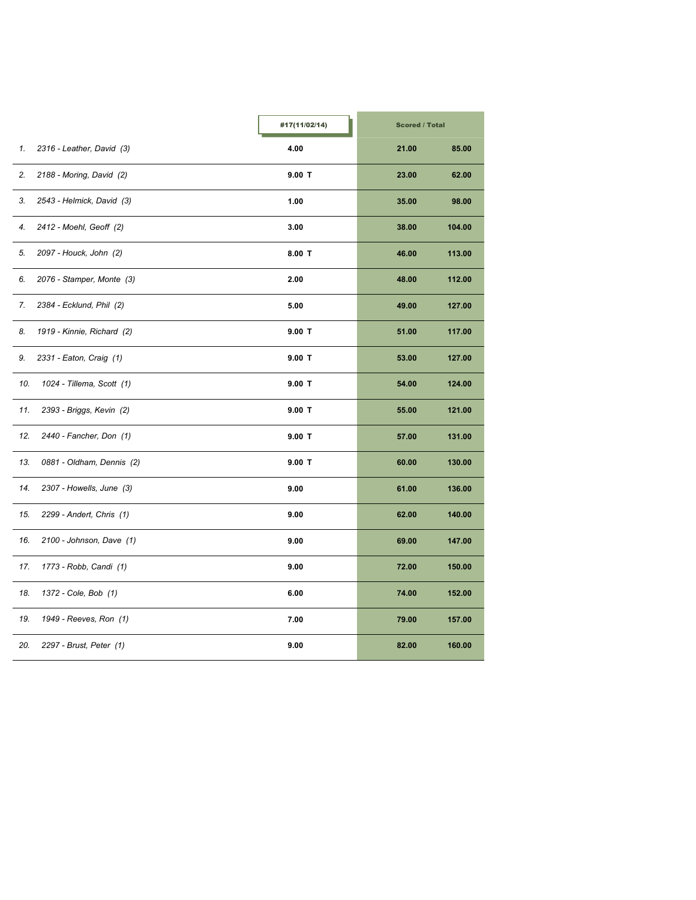| | #17(11/02/14) | Scored / Total | |
|---|---|---|---|
| 1. 2316 - Leather, David (3) | 4.00 | 21.00 | 85.00 |
| 2. 2188 - Moring, David (2) | 9.00 T | 23.00 | 62.00 |
| 3. 2543 - Helmick, David (3) | 1.00 | 35.00 | 98.00 |
| 4. 2412 - Moehl, Geoff (2) | 3.00 | 38.00 | 104.00 |
| 5. 2097 - Houck, John (2) | 8.00 T | 46.00 | 113.00 |
| 6. 2076 - Stamper, Monte (3) | 2.00 | 48.00 | 112.00 |
| 7. 2384 - Ecklund, Phil (2) | 5.00 | 49.00 | 127.00 |
| 8. 1919 - Kinnie, Richard (2) | 9.00 T | 51.00 | 117.00 |
| 9. 2331 - Eaton, Craig (1) | 9.00 T | 53.00 | 127.00 |
| 10. 1024 - Tillema, Scott (1) | 9.00 T | 54.00 | 124.00 |
| 11. 2393 - Briggs, Kevin (2) | 9.00 T | 55.00 | 121.00 |
| 12. 2440 - Fancher, Don (1) | 9.00 T | 57.00 | 131.00 |
| 13. 0881 - Oldham, Dennis (2) | 9.00 T | 60.00 | 130.00 |
| 14. 2307 - Howells, June (3) | 9.00 | 61.00 | 136.00 |
| 15. 2299 - Andert, Chris (1) | 9.00 | 62.00 | 140.00 |
| 16. 2100 - Johnson, Dave (1) | 9.00 | 69.00 | 147.00 |
| 17. 1773 - Robb, Candi (1) | 9.00 | 72.00 | 150.00 |
| 18. 1372 - Cole, Bob (1) | 6.00 | 74.00 | 152.00 |
| 19. 1949 - Reeves, Ron (1) | 7.00 | 79.00 | 157.00 |
| 20. 2297 - Brust, Peter (1) | 9.00 | 82.00 | 160.00 |